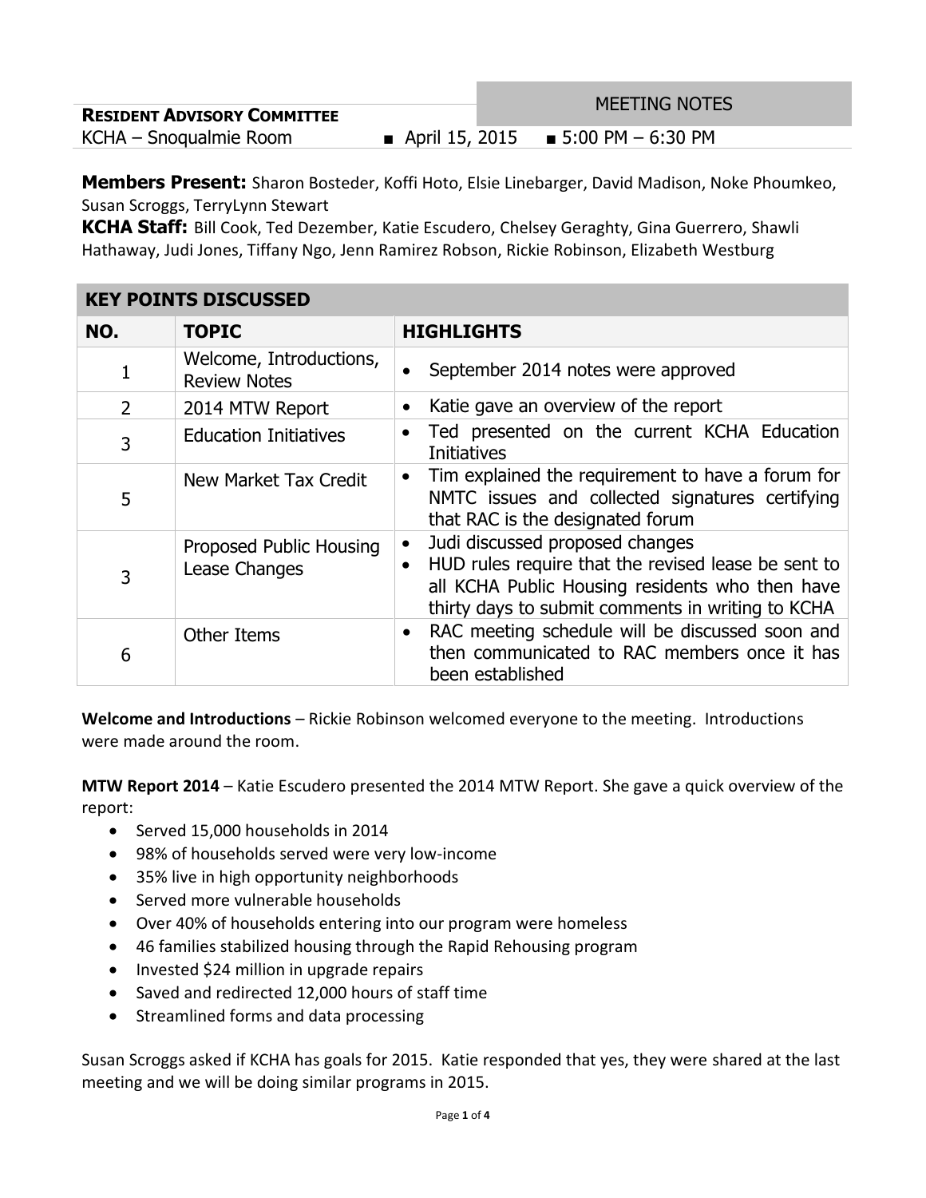**RESIDENT ADVISORY COMMITTEE** | MEETING NOTES

KCHA – Snoqualmie Room ■ April 15, 2015 ■ 5:00 PM – 6:30 PM

**Members Present:** Sharon Bosteder, Koffi Hoto, Elsie Linebarger, David Madison, Noke Phoumkeo, Susan Scroggs, TerryLynn Stewart

**KCHA Staff:** Bill Cook, Ted Dezember, Katie Escudero, Chelsey Geraghty, Gina Guerrero, Shawli Hathaway, Judi Jones, Tiffany Ngo, Jenn Ramirez Robson, Rickie Robinson, Elizabeth Westburg

## KEY POINTS DISCUSSED

| NO. | TOPIC | HIGHLIGHTS |
|---|---|---|
| 1 | Welcome, Introductions, Review Notes | • September 2014 notes were approved |
| 2 | 2014 MTW Report | • Katie gave an overview of the report |
| 3 | Education Initiatives | • Ted presented on the current KCHA Education Initiatives |
| 5 | New Market Tax Credit | • Tim explained the requirement to have a forum for NMTC issues and collected signatures certifying that RAC is the designated forum |
| 3 | Proposed Public Housing Lease Changes | • Judi discussed proposed changes<br>• HUD rules require that the revised lease be sent to all KCHA Public Housing residents who then have thirty days to submit comments in writing to KCHA |
| 6 | Other Items | • RAC meeting schedule will be discussed soon and then communicated to RAC members once it has been established |

**Welcome and Introductions** – Rickie Robinson welcomed everyone to the meeting. Introductions were made around the room.

**MTW Report 2014** – Katie Escudero presented the 2014 MTW Report. She gave a quick overview of the report:

- Served 15,000 households in 2014
- 98% of households served were very low-income
- 35% live in high opportunity neighborhoods
- Served more vulnerable households
- Over 40% of households entering into our program were homeless
- 46 families stabilized housing through the Rapid Rehousing program
- Invested $24 million in upgrade repairs
- Saved and redirected 12,000 hours of staff time
- Streamlined forms and data processing

Susan Scroggs asked if KCHA has goals for 2015. Katie responded that yes, they were shared at the last meeting and we will be doing similar programs in 2015.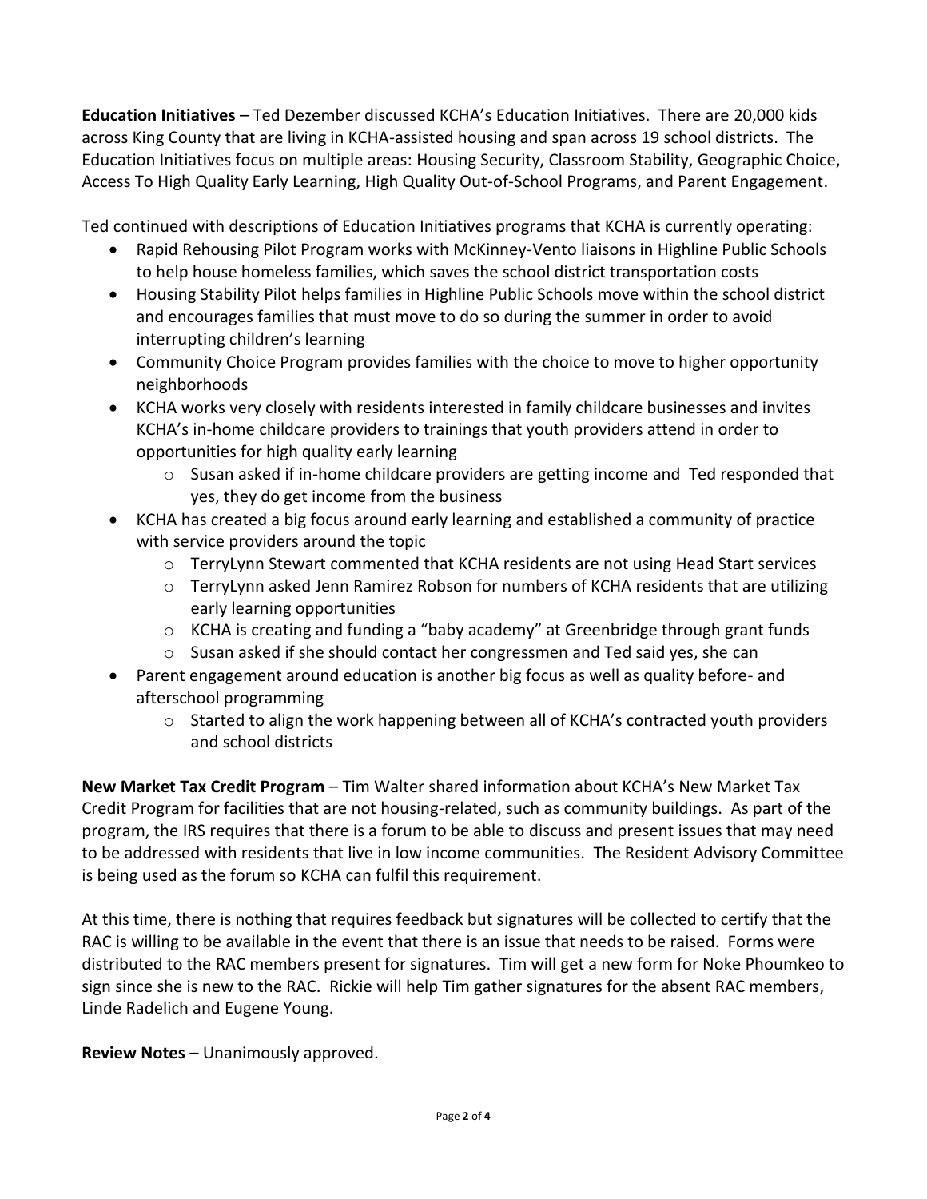**Education Initiatives** – Ted Dezember discussed KCHA's Education Initiatives. There are 20,000 kids across King County that are living in KCHA-assisted housing and span across 19 school districts. The Education Initiatives focus on multiple areas: Housing Security, Classroom Stability, Geographic Choice, Access To High Quality Early Learning, High Quality Out-of-School Programs, and Parent Engagement.

Ted continued with descriptions of Education Initiatives programs that KCHA is currently operating:

- Rapid Rehousing Pilot Program works with McKinney-Vento liaisons in Highline Public Schools to help house homeless families, which saves the school district transportation costs
- Housing Stability Pilot helps families in Highline Public Schools move within the school district and encourages families that must move to do so during the summer in order to avoid interrupting children's learning
- Community Choice Program provides families with the choice to move to higher opportunity neighborhoods
- KCHA works very closely with residents interested in family childcare businesses and invites KCHA's in-home childcare providers to trainings that youth providers attend in order to opportunities for high quality early learning
    - Susan asked if in-home childcare providers are getting income and Ted responded that yes, they do get income from the business
- KCHA has created a big focus around early learning and established a community of practice with service providers around the topic
    - TerryLynn Stewart commented that KCHA residents are not using Head Start services
    - TerryLynn asked Jenn Ramirez Robson for numbers of KCHA residents that are utilizing early learning opportunities
    - KCHA is creating and funding a "baby academy" at Greenbridge through grant funds
    - Susan asked if she should contact her congressmen and Ted said yes, she can
- Parent engagement around education is another big focus as well as quality before- and afterschool programming
    - Started to align the work happening between all of KCHA's contracted youth providers and school districts

**New Market Tax Credit Program** – Tim Walter shared information about KCHA's New Market Tax Credit Program for facilities that are not housing-related, such as community buildings. As part of the program, the IRS requires that there is a forum to be able to discuss and present issues that may need to be addressed with residents that live in low income communities. The Resident Advisory Committee is being used as the forum so KCHA can fulfil this requirement.

At this time, there is nothing that requires feedback but signatures will be collected to certify that the RAC is willing to be available in the event that there is an issue that needs to be raised. Forms were distributed to the RAC members present for signatures. Tim will get a new form for Noke Phoumkeo to sign since she is new to the RAC. Rickie will help Tim gather signatures for the absent RAC members, Linde Radelich and Eugene Young.

**Review Notes** – Unanimously approved.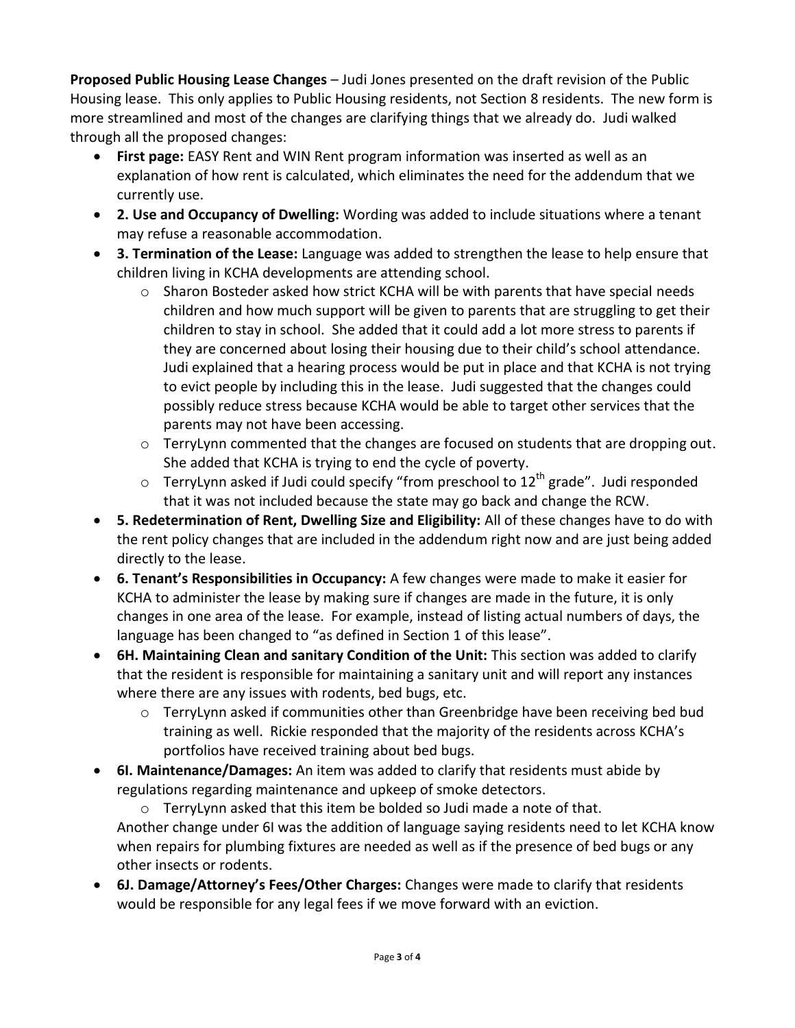**Proposed Public Housing Lease Changes** – Judi Jones presented on the draft revision of the Public Housing lease. This only applies to Public Housing residents, not Section 8 residents. The new form is more streamlined and most of the changes are clarifying things that we already do. Judi walked through all the proposed changes:

- **First page:** EASY Rent and WIN Rent program information was inserted as well as an explanation of how rent is calculated, which eliminates the need for the addendum that we currently use.
- **2. Use and Occupancy of Dwelling:** Wording was added to include situations where a tenant may refuse a reasonable accommodation.
- **3. Termination of the Lease:** Language was added to strengthen the lease to help ensure that children living in KCHA developments are attending school.
  - Sharon Bosteder asked how strict KCHA will be with parents that have special needs children and how much support will be given to parents that are struggling to get their children to stay in school. She added that it could add a lot more stress to parents if they are concerned about losing their housing due to their child's school attendance. Judi explained that a hearing process would be put in place and that KCHA is not trying to evict people by including this in the lease. Judi suggested that the changes could possibly reduce stress because KCHA would be able to target other services that the parents may not have been accessing.
  - TerryLynn commented that the changes are focused on students that are dropping out. She added that KCHA is trying to end the cycle of poverty.
  - TerryLynn asked if Judi could specify "from preschool to 12th grade". Judi responded that it was not included because the state may go back and change the RCW.
- **5. Redetermination of Rent, Dwelling Size and Eligibility:** All of these changes have to do with the rent policy changes that are included in the addendum right now and are just being added directly to the lease.
- **6. Tenant's Responsibilities in Occupancy:** A few changes were made to make it easier for KCHA to administer the lease by making sure if changes are made in the future, it is only changes in one area of the lease. For example, instead of listing actual numbers of days, the language has been changed to "as defined in Section 1 of this lease".
- **6H. Maintaining Clean and sanitary Condition of the Unit:** This section was added to clarify that the resident is responsible for maintaining a sanitary unit and will report any instances where there are any issues with rodents, bed bugs, etc.
  - TerryLynn asked if communities other than Greenbridge have been receiving bed bud training as well. Rickie responded that the majority of the residents across KCHA's portfolios have received training about bed bugs.
- **6I. Maintenance/Damages:** An item was added to clarify that residents must abide by regulations regarding maintenance and upkeep of smoke detectors.
  - TerryLynn asked that this item be bolded so Judi made a note of that.

  Another change under 6I was the addition of language saying residents need to let KCHA know when repairs for plumbing fixtures are needed as well as if the presence of bed bugs or any other insects or rodents.
- **6J. Damage/Attorney's Fees/Other Charges:** Changes were made to clarify that residents would be responsible for any legal fees if we move forward with an eviction.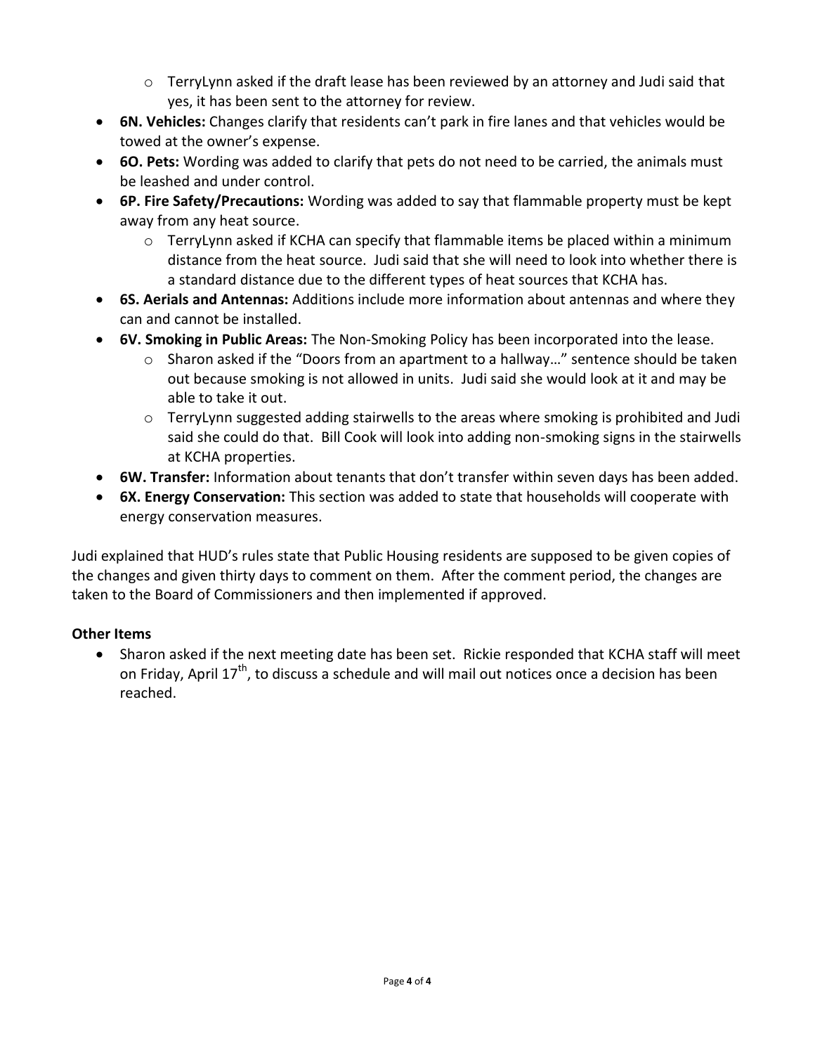- TerryLynn asked if the draft lease has been reviewed by an attorney and Judi said that yes, it has been sent to the attorney for review.
- **6N. Vehicles:** Changes clarify that residents can't park in fire lanes and that vehicles would be towed at the owner's expense.
- **6O. Pets:** Wording was added to clarify that pets do not need to be carried, the animals must be leashed and under control.
- **6P. Fire Safety/Precautions:** Wording was added to say that flammable property must be kept away from any heat source.
    - TerryLynn asked if KCHA can specify that flammable items be placed within a minimum distance from the heat source. Judi said that she will need to look into whether there is a standard distance due to the different types of heat sources that KCHA has.
- **6S. Aerials and Antennas:** Additions include more information about antennas and where they can and cannot be installed.
- **6V. Smoking in Public Areas:** The Non-Smoking Policy has been incorporated into the lease.
    - Sharon asked if the "Doors from an apartment to a hallway…" sentence should be taken out because smoking is not allowed in units. Judi said she would look at it and may be able to take it out.
    - TerryLynn suggested adding stairwells to the areas where smoking is prohibited and Judi said she could do that. Bill Cook will look into adding non-smoking signs in the stairwells at KCHA properties.
- **6W. Transfer:** Information about tenants that don't transfer within seven days has been added.
- **6X. Energy Conservation:** This section was added to state that households will cooperate with energy conservation measures.

Judi explained that HUD's rules state that Public Housing residents are supposed to be given copies of the changes and given thirty days to comment on them. After the comment period, the changes are taken to the Board of Commissioners and then implemented if approved.

**Other Items**

- Sharon asked if the next meeting date has been set. Rickie responded that KCHA staff will meet on Friday, April 17th, to discuss a schedule and will mail out notices once a decision has been reached.